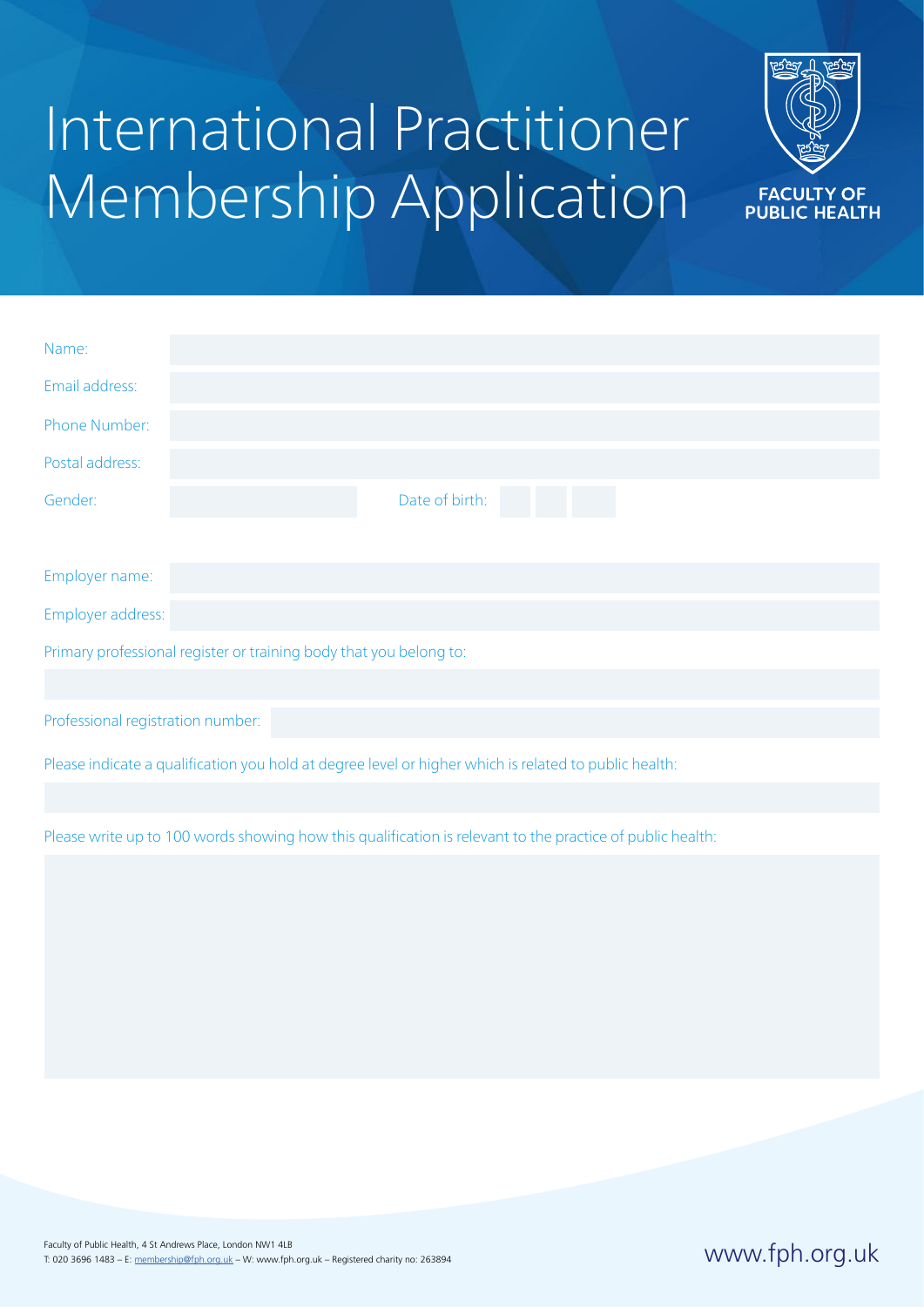# International Practitioner Membership Application

FACULTY OF PUBLIC HEALTH

Name:

Email address:

Phone Number:

Postal address:

Gender: Date of birth:

Employer name:

Employer address:

Primary professional register or training body that you belong to:

Professional registration number:

Please indicate a qualification you hold at degree level or higher which is related to public health:

Please write up to 100 words showing how this qualification is relevant to the practice of public health:

Faculty of Public Health, 4 St Andrews Place, London NW1 4LB
T: 020 3696 1483 – E: membership@fph.org.uk – W: www.fph.org.uk – Registered charity no: 263894

www.fph.org.uk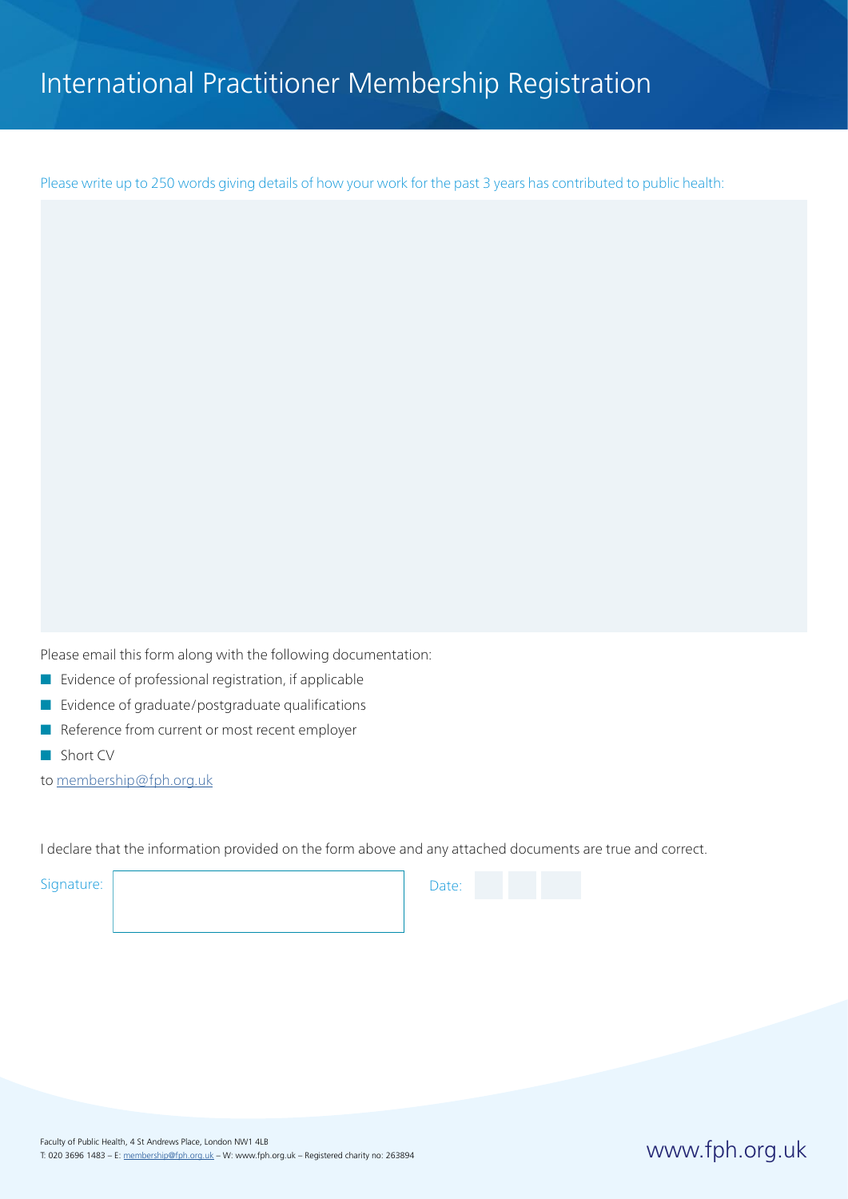# International Practitioner Membership Registration

Please write up to 250 words giving details of how your work for the past 3 years has contributed to public health:

Please email this form along with the following documentation:

- Evidence of professional registration, if applicable
- Evidence of graduate/postgraduate qualifications
- Reference from current or most recent employer
- Short CV

to membership@fph.org.uk

I declare that the information provided on the form above and any attached documents are true and correct.

Signature:

Date:

Faculty of Public Health, 4 St Andrews Place, London NW1 4LB
T: 020 3696 1483 – E: membership@fph.org.uk – W: www.fph.org.uk – Registered charity no: 263894

www.fph.org.uk